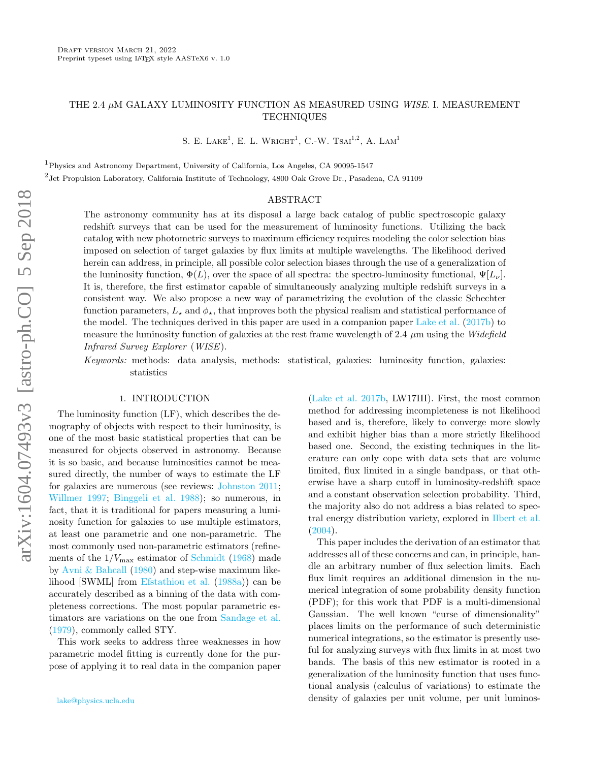Draft version March 21, 2022
Preprint typeset using LaTeX style AASTeX6 v. 1.0

# THE 2.4 $\mu$M GALAXY LUMINOSITY FUNCTION AS MEASURED USING *WISE*. I. MEASUREMENT TECHNIQUES

S. E. Lake[1], E. L. Wright[1], C.-W. Tsai[1,2], A. Lam[1]

[1]Physics and Astronomy Department, University of California, Los Angeles, CA 90095-1547

[2]Jet Propulsion Laboratory, California Institute of Technology, 4800 Oak Grove Dr., Pasadena, CA 91109

## ABSTRACT

The astronomy community has at its disposal a large back catalog of public spectroscopic galaxy redshift surveys that can be used for the measurement of luminosity functions. Utilizing the back catalog with new photometric surveys to maximum efficiency requires modeling the color selection bias imposed on selection of target galaxies by flux limits at multiple wavelengths. The likelihood derived herein can address, in principle, all possible color selection biases through the use of a generalization of the luminosity function, $\Phi(L)$, over the space of all spectra: the spectro-luminosity functional, $\Psi[L_\nu]$. It is, therefore, the first estimator capable of simultaneously analyzing multiple redshift surveys in a consistent way. We also propose a new way of parametrizing the evolution of the classic Schechter function parameters, $L_\star$ and $\phi_\star$, that improves both the physical realism and statistical performance of the model. The techniques derived in this paper are used in a companion paper Lake et al. (2017b) to measure the luminosity function of galaxies at the rest frame wavelength of 2.4 $\mu$m using the *Widefield Infrared Survey Explorer* (*WISE*).

*Keywords:* methods: data analysis, methods: statistical, galaxies: luminosity function, galaxies: statistics

## 1. INTRODUCTION

The luminosity function (LF), which describes the demography of objects with respect to their luminosity, is one of the most basic statistical properties that can be measured for objects observed in astronomy. Because it is so basic, and because luminosities cannot be measured directly, the number of ways to estimate the LF for galaxies are numerous (see reviews: Johnston 2011; Willmer 1997; Binggeli et al. 1988); so numerous, in fact, that it is traditional for papers measuring a luminosity function for galaxies to use multiple estimators, at least one parametric and one non-parametric. The most commonly used non-parametric estimators (refinements of the $1/V_{\rm max}$ estimator of Schmidt (1968) made by Avni & Bahcall (1980) and step-wise maximum likelihood [SWML] from Efstathiou et al. (1988a)) can be accurately described as a binning of the data with completeness corrections. The most popular parametric estimators are variations on the one from Sandage et al. (1979), commonly called STY.

This work seeks to address three weaknesses in how parametric model fitting is currently done for the purpose of applying it to real data in the companion paper (Lake et al. 2017b, LW17III). First, the most common method for addressing incompleteness is not likelihood based and is, therefore, likely to converge more slowly and exhibit higher bias than a more strictly likelihood based one. Second, the existing techniques in the literature can only cope with data sets that are volume limited, flux limited in a single bandpass, or that otherwise have a sharp cutoff in luminosity-redshift space and a constant observation selection probability. Third, the majority also do not address a bias related to spectral energy distribution variety, explored in Ilbert et al. (2004).

This paper includes the derivation of an estimator that addresses all of these concerns and can, in principle, handle an arbitrary number of flux selection limits. Each flux limit requires an additional dimension in the numerical integration of some probability density function (PDF); for this work that PDF is a multi-dimensional Gaussian. The well known "curse of dimensionality" places limits on the performance of such deterministic numerical integrations, so the estimator is presently useful for analyzing surveys with flux limits in at most two bands. The basis of this new estimator is rooted in a generalization of the luminosity function that uses functional analysis (calculus of variations) to estimate the density of galaxies per unit volume, per unit luminos-

lake@physics.ucla.edu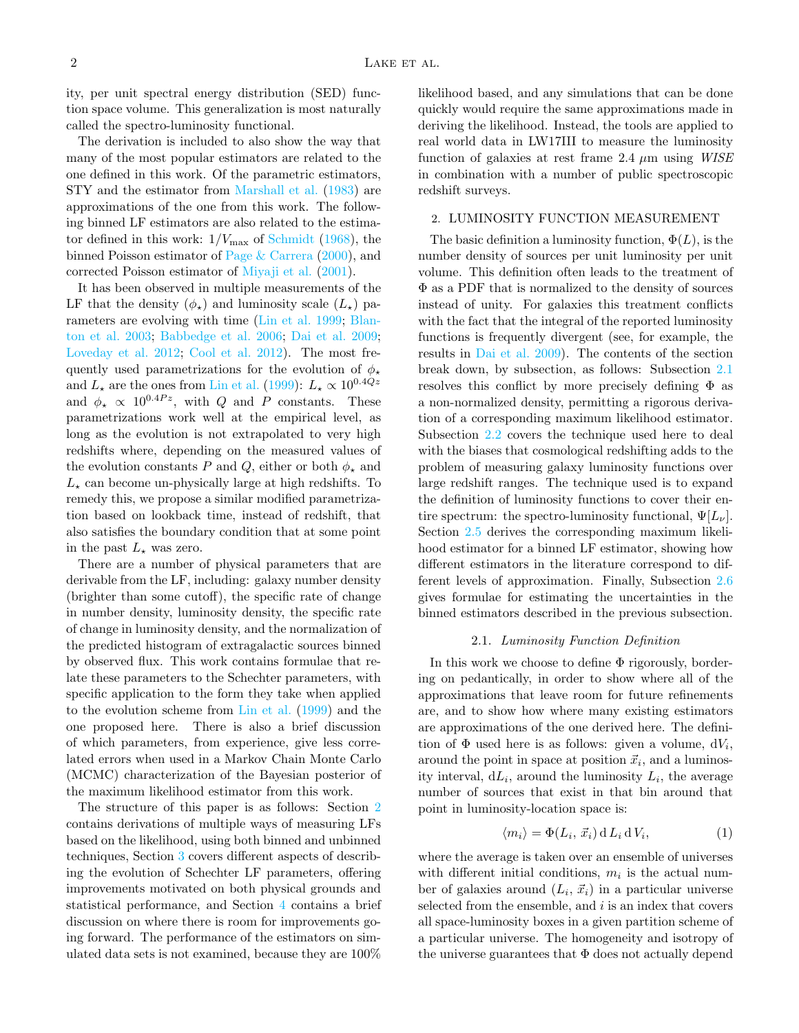ity, per unit spectral energy distribution (SED) function space volume. This generalization is most naturally called the spectro-luminosity functional.

The derivation is included to also show the way that many of the most popular estimators are related to the one defined in this work. Of the parametric estimators, STY and the estimator from Marshall et al. (1983) are approximations of the one from this work. The following binned LF estimators are also related to the estimator defined in this work: $1/V_{\max}$ of Schmidt (1968), the binned Poisson estimator of Page & Carrera (2000), and corrected Poisson estimator of Miyaji et al. (2001).

It has been observed in multiple measurements of the LF that the density ($\phi_\star$) and luminosity scale ($L_\star$) parameters are evolving with time (Lin et al. 1999; Blanton et al. 2003; Babbedge et al. 2006; Dai et al. 2009; Loveday et al. 2012; Cool et al. 2012). The most frequently used parametrizations for the evolution of $\phi_\star$ and $L_\star$ are the ones from Lin et al. (1999): $L_\star \propto 10^{0.4Qz}$ and $\phi_\star \propto 10^{0.4Pz}$, with $Q$ and $P$ constants. These parametrizations work well at the empirical level, as long as the evolution is not extrapolated to very high redshifts where, depending on the measured values of the evolution constants $P$ and $Q$, either or both $\phi_\star$ and $L_\star$ can become un-physically large at high redshifts. To remedy this, we propose a similar modified parametrization based on lookback time, instead of redshift, that also satisfies the boundary condition that at some point in the past $L_\star$ was zero.

There are a number of physical parameters that are derivable from the LF, including: galaxy number density (brighter than some cutoff), the specific rate of change in number density, luminosity density, the specific rate of change in luminosity density, and the normalization of the predicted histogram of extragalactic sources binned by observed flux. This work contains formulae that relate these parameters to the Schechter parameters, with specific application to the form they take when applied to the evolution scheme from Lin et al. (1999) and the one proposed here. There is also a brief discussion of which parameters, from experience, give less correlated errors when used in a Markov Chain Monte Carlo (MCMC) characterization of the Bayesian posterior of the maximum likelihood estimator from this work.

The structure of this paper is as follows: Section 2 contains derivations of multiple ways of measuring LFs based on the likelihood, using both binned and unbinned techniques, Section 3 covers different aspects of describing the evolution of Schechter LF parameters, offering improvements motivated on both physical grounds and statistical performance, and Section 4 contains a brief discussion on where there is room for improvements going forward. The performance of the estimators on simulated data sets is not examined, because they are 100% likelihood based, and any simulations that can be done quickly would require the same approximations made in deriving the likelihood. Instead, the tools are applied to real world data in LW17III to measure the luminosity function of galaxies at rest frame 2.4 $\mu$m using *WISE* in combination with a number of public spectroscopic redshift surveys.

## 2. LUMINOSITY FUNCTION MEASUREMENT

The basic definition a luminosity function, $\Phi(L)$, is the number density of sources per unit luminosity per unit volume. This definition often leads to the treatment of $\Phi$ as a PDF that is normalized to the density of sources instead of unity. For galaxies this treatment conflicts with the fact that the integral of the reported luminosity functions is frequently divergent (see, for example, the results in Dai et al. 2009). The contents of the section break down, by subsection, as follows: Subsection 2.1 resolves this conflict by more precisely defining $\Phi$ as a non-normalized density, permitting a rigorous derivation of a corresponding maximum likelihood estimator. Subsection 2.2 covers the technique used here to deal with the biases that cosmological redshifting adds to the problem of measuring galaxy luminosity functions over large redshift ranges. The technique used is to expand the definition of luminosity functions to cover their entire spectrum: the spectro-luminosity functional, $\Psi[L_\nu]$. Section 2.5 derives the corresponding maximum likelihood estimator for a binned LF estimator, showing how different estimators in the literature correspond to different levels of approximation. Finally, Subsection 2.6 gives formulae for estimating the uncertainties in the binned estimators described in the previous subsection.

### 2.1. *Luminosity Function Definition*

In this work we choose to define $\Phi$ rigorously, bordering on pedantically, in order to show where all of the approximations that leave room for future refinements are, and to show how where many existing estimators are approximations of the one derived here. The definition of $\Phi$ used here is as follows: given a volume, $\mathrm{d}V_i$, around the point in space at position $\vec{x}_i$, and a luminosity interval, $\mathrm{d}L_i$, around the luminosity $L_i$, the average number of sources that exist in that bin around that point in luminosity-location space is:

$$\langle m_i \rangle = \Phi(L_i, \vec{x}_i)\,\mathrm{d}\,L_i\,\mathrm{d}\,V_i, \tag{1}$$

where the average is taken over an ensemble of universes with different initial conditions, $m_i$ is the actual number of galaxies around $(L_i, \vec{x}_i)$ in a particular universe selected from the ensemble, and $i$ is an index that covers all space-luminosity boxes in a given partition scheme of a particular universe. The homogeneity and isotropy of the universe guarantees that $\Phi$ does not actually depend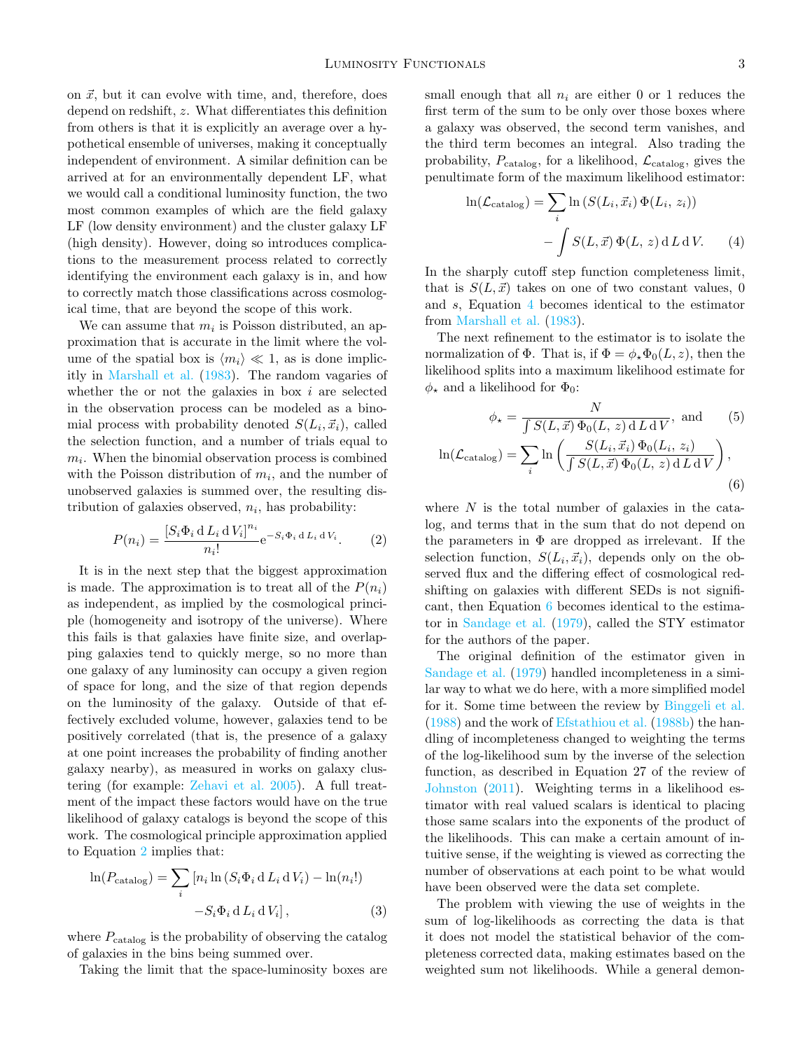on $\vec{x}$, but it can evolve with time, and, therefore, does depend on redshift, $z$. What differentiates this definition from others is that it is explicitly an average over a hypothetical ensemble of universes, making it conceptually independent of environment. A similar definition can be arrived at for an environmentally dependent LF, what we would call a conditional luminosity function, the two most common examples of which are the field galaxy LF (low density environment) and the cluster galaxy LF (high density). However, doing so introduces complications to the measurement process related to correctly identifying the environment each galaxy is in, and how to correctly match those classifications across cosmological time, that are beyond the scope of this work.

We can assume that $m_i$ is Poisson distributed, an approximation that is accurate in the limit where the volume of the spatial box is $\langle m_i \rangle \ll 1$, as is done implicitly in Marshall et al. (1983). The random vagaries of whether the or not the galaxies in box $i$ are selected in the observation process can be modeled as a binomial process with probability denoted $S(L_i, \vec{x}_i)$, called the selection function, and a number of trials equal to $m_i$. When the binomial observation process is combined with the Poisson distribution of $m_i$, and the number of unobserved galaxies is summed over, the resulting distribution of galaxies observed, $n_i$, has probability:

$$P(n_i) = \frac{[S_i \Phi_i \,\mathrm{d}\,L_i \,\mathrm{d}\,V_i]^{n_i}}{n_i!} \mathrm{e}^{-S_i \Phi_i \,\mathrm{d}\,L_i \,\mathrm{d}\,V_i}. \qquad (2)$$

It is in the next step that the biggest approximation is made. The approximation is to treat all of the $P(n_i)$ as independent, as implied by the cosmological principle (homogeneity and isotropy of the universe). Where this fails is that galaxies have finite size, and overlapping galaxies tend to quickly merge, so no more than one galaxy of any luminosity can occupy a given region of space for long, and the size of that region depends on the luminosity of the galaxy. Outside of that effectively excluded volume, however, galaxies tend to be positively correlated (that is, the presence of a galaxy at one point increases the probability of finding another galaxy nearby), as measured in works on galaxy clustering (for example: Zehavi et al. 2005). A full treatment of the impact these factors would have on the true likelihood of galaxy catalogs is beyond the scope of this work. The cosmological principle approximation applied to Equation 2 implies that:

$$\ln(P_{\mathrm{catalog}}) = \sum_i \left[n_i \ln\left(S_i \Phi_i \,\mathrm{d}\,L_i \,\mathrm{d}\,V_i\right) - \ln(n_i!) \right. \\ \left. - S_i \Phi_i \,\mathrm{d}\,L_i \,\mathrm{d}\,V_i\right], \qquad (3)$$

where $P_{\mathrm{catalog}}$ is the probability of observing the catalog of galaxies in the bins being summed over.

Taking the limit that the space-luminosity boxes are small enough that all $n_i$ are either 0 or 1 reduces the first term of the sum to be only over those boxes where a galaxy was observed, the second term vanishes, and the third term becomes an integral. Also trading the probability, $P_{\mathrm{catalog}}$, for a likelihood, $\mathcal{L}_{\mathrm{catalog}}$, gives the penultimate form of the maximum likelihood estimator:

$$\ln(\mathcal{L}_{\mathrm{catalog}}) = \sum_i \ln\left(S(L_i, \vec{x}_i)\, \Phi(L_i,\, z_i)\right) \\ - \int S(L, \vec{x})\, \Phi(L,\, z) \,\mathrm{d}\,L \,\mathrm{d}\,V. \qquad (4)$$

In the sharply cutoff step function completeness limit, that is $S(L, \vec{x})$ takes on one of two constant values, 0 and $s$, Equation 4 becomes identical to the estimator from Marshall et al. (1983).

The next refinement to the estimator is to isolate the normalization of $\Phi$. That is, if $\Phi = \phi_\star \Phi_0(L, z)$, then the likelihood splits into a maximum likelihood estimate for $\phi_\star$ and a likelihood for $\Phi_0$:

$$\phi_\star = \frac{N}{\int S(L, \vec{x})\, \Phi_0(L,\, z) \,\mathrm{d}\,L \,\mathrm{d}\,V}, \text{ and} \qquad (5)$$

$$\ln(\mathcal{L}_{\mathrm{catalog}}) = \sum_i \ln\left(\frac{S(L_i, \vec{x}_i)\, \Phi_0(L_i,\, z_i)}{\int S(L, \vec{x})\, \Phi_0(L,\, z) \,\mathrm{d}\,L \,\mathrm{d}\,V}\right), \qquad (6)$$

where $N$ is the total number of galaxies in the catalog, and terms that in the sum that do not depend on the parameters in $\Phi$ are dropped as irrelevant. If the selection function, $S(L_i, \vec{x}_i)$, depends only on the observed flux and the differing effect of cosmological redshifting on galaxies with different SEDs is not significant, then Equation 6 becomes identical to the estimator in Sandage et al. (1979), called the STY estimator for the authors of the paper.

The original definition of the estimator given in Sandage et al. (1979) handled incompleteness in a similar way to what we do here, with a more simplified model for it. Some time between the review by Binggeli et al. (1988) and the work of Efstathiou et al. (1988b) the handling of incompleteness changed to weighting the terms of the log-likelihood sum by the inverse of the selection function, as described in Equation 27 of the review of Johnston (2011). Weighting terms in a likelihood estimator with real valued scalars is identical to placing those same scalars into the exponents of the product of the likelihoods. This can make a certain amount of intuitive sense, if the weighting is viewed as correcting the number of observations at each point to be what would have been observed were the data set complete.

The problem with viewing the use of weights in the sum of log-likelihoods as correcting the data is that it does not model the statistical behavior of the completeness corrected data, making estimates based on the weighted sum not likelihoods. While a general demon-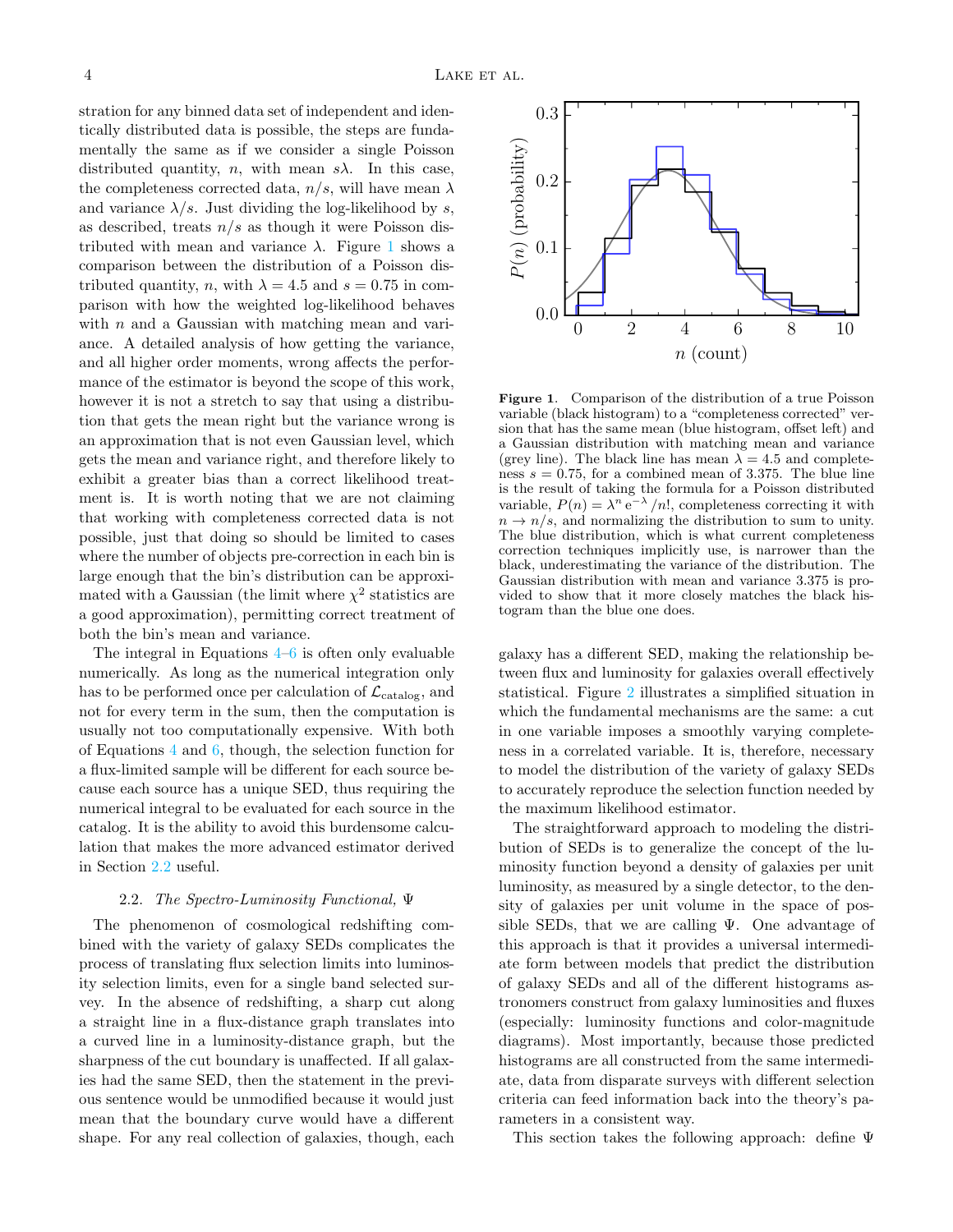stration for any binned data set of independent and identically distributed data is possible, the steps are fundamentally the same as if we consider a single Poisson distributed quantity, $n$, with mean $s\lambda$. In this case, the completeness corrected data, $n/s$, will have mean $\lambda$ and variance $\lambda/s$. Just dividing the log-likelihood by $s$, as described, treats $n/s$ as though it were Poisson distributed with mean and variance $\lambda$. Figure 1 shows a comparison between the distribution of a Poisson distributed quantity, $n$, with $\lambda = 4.5$ and $s = 0.75$ in comparison with how the weighted log-likelihood behaves with $n$ and a Gaussian with matching mean and variance. A detailed analysis of how getting the variance, and all higher order moments, wrong affects the performance of the estimator is beyond the scope of this work, however it is not a stretch to say that using a distribution that gets the mean right but the variance wrong is an approximation that is not even Gaussian level, which gets the mean and variance right, and therefore likely to exhibit a greater bias than a correct likelihood treatment is. It is worth noting that we are not claiming that working with completeness corrected data is not possible, just that doing so should be limited to cases where the number of objects pre-correction in each bin is large enough that the bin's distribution can be approximated with a Gaussian (the limit where $\chi^2$ statistics are a good approximation), permitting correct treatment of both the bin's mean and variance.

The integral in Equations 4–6 is often only evaluable numerically. As long as the numerical integration only has to be performed once per calculation of $\mathcal{L}_{\text{catalog}}$, and not for every term in the sum, then the computation is usually not too computationally expensive. With both of Equations 4 and 6, though, the selection function for a flux-limited sample will be different for each source because each source has a unique SED, thus requiring the numerical integral to be evaluated for each source in the catalog. It is the ability to avoid this burdensome calculation that makes the more advanced estimator derived in Section 2.2 useful.

**Figure 1.** Comparison of the distribution of a true Poisson variable (black histogram) to a "completeness corrected" version that has the same mean (blue histogram, offset left) and a Gaussian distribution with matching mean and variance (grey line). The black line has mean $\lambda = 4.5$ and completeness $s = 0.75$, for a combined mean of 3.375. The blue line is the result of taking the formula for a Poisson distributed variable, $P(n) = \lambda^n \, \mathrm{e}^{-\lambda}/n!$, completeness correcting it with $n \rightarrow n/s$, and normalizing the distribution to sum to unity. The blue distribution, which is what current completeness correction techniques implicitly use, is narrower than the black, underestimating the variance of the distribution. The Gaussian distribution with mean and variance 3.375 is provided to show that it more closely matches the black histogram than the blue one does.

### 2.2. *The Spectro-Luminosity Functional,* $\Psi$

The phenomenon of cosmological redshifting combined with the variety of galaxy SEDs complicates the process of translating flux selection limits into luminosity selection limits, even for a single band selected survey. In the absence of redshifting, a sharp cut along a straight line in a flux-distance graph translates into a curved line in a luminosity-distance graph, but the sharpness of the cut boundary is unaffected. If all galaxies had the same SED, then the statement in the previous sentence would be unmodified because it would just mean that the boundary curve would have a different shape. For any real collection of galaxies, though, each galaxy has a different SED, making the relationship between flux and luminosity for galaxies overall effectively statistical. Figure 2 illustrates a simplified situation in which the fundamental mechanisms are the same: a cut in one variable imposes a smoothly varying completeness in a correlated variable. It is, therefore, necessary to model the distribution of the variety of galaxy SEDs to accurately reproduce the selection function needed by the maximum likelihood estimator.

The straightforward approach to modeling the distribution of SEDs is to generalize the concept of the luminosity function beyond a density of galaxies per unit luminosity, as measured by a single detector, to the density of galaxies per unit volume in the space of possible SEDs, that we are calling $\Psi$. One advantage of this approach is that it provides a universal intermediate form between models that predict the distribution of galaxy SEDs and all of the different histograms astronomers construct from galaxy luminosities and fluxes (especially: luminosity functions and color-magnitude diagrams). Most importantly, because those predicted histograms are all constructed from the same intermediate, data from disparate surveys with different selection criteria can feed information back into the theory's parameters in a consistent way.

This section takes the following approach: define $\Psi$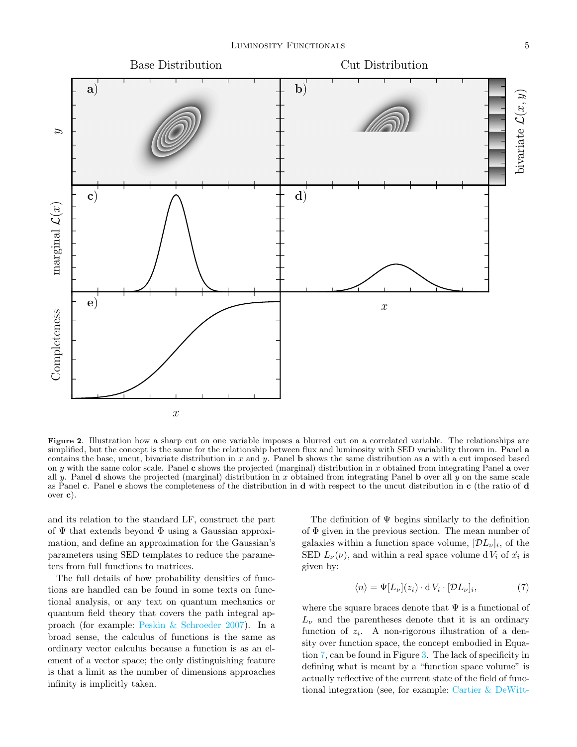**Figure 2.** Illustration how a sharp cut on one variable imposes a blurred cut on a correlated variable. The relationships are simplified, but the concept is the same for the relationship between flux and luminosity with SED variability thrown in. Panel **a** contains the base, uncut, bivariate distribution in $x$ and $y$. Panel **b** shows the same distribution as **a** with a cut imposed based on $y$ with the same color scale. Panel **c** shows the projected (marginal) distribution in $x$ obtained from integrating Panel **a** over all $y$. Panel **d** shows the projected (marginal) distribution in $x$ obtained from integrating Panel **b** over all $y$ on the same scale as Panel **c**. Panel **e** shows the completeness of the distribution in **d** with respect to the uncut distribution in **c** (the ratio of **d** over **c**).

and its relation to the standard LF, construct the part of $\Psi$ that extends beyond $\Phi$ using a Gaussian approximation, and define an approximation for the Gaussian's parameters using SED templates to reduce the parameters from full functions to matrices.

The full details of how probability densities of functions are handled can be found in some texts on functional analysis, or any text on quantum mechanics or quantum field theory that covers the path integral approach (for example: Peskin & Schroeder 2007). In a broad sense, the calculus of functions is the same as ordinary vector calculus because a function is as an element of a vector space; the only distinguishing feature is that a limit as the number of dimensions approaches infinity is implicitly taken.

The definition of $\Psi$ begins similarly to the definition of $\Phi$ given in the previous section. The mean number of galaxies within a function space volume, $[\mathcal{D}L_\nu]_i$, of the SED $L_\nu(\nu)$, and within a real space volume $\mathrm{d}\,V_i$ of $\vec{x}_i$ is given by:

$$\langle n \rangle = \Psi[L_\nu](z_i) \cdot \mathrm{d}\,V_i \cdot [\mathcal{D}L_\nu]_i, \tag{7}$$

where the square braces denote that $\Psi$ is a functional of $L_\nu$ and the parentheses denote that it is an ordinary function of $z_i$. A non-rigorous illustration of a density over function space, the concept embodied in Equation 7, can be found in Figure 3. The lack of specificity in defining what is meant by a "function space volume" is actually reflective of the current state of the field of functional integration (see, for example: Cartier & DeWitt-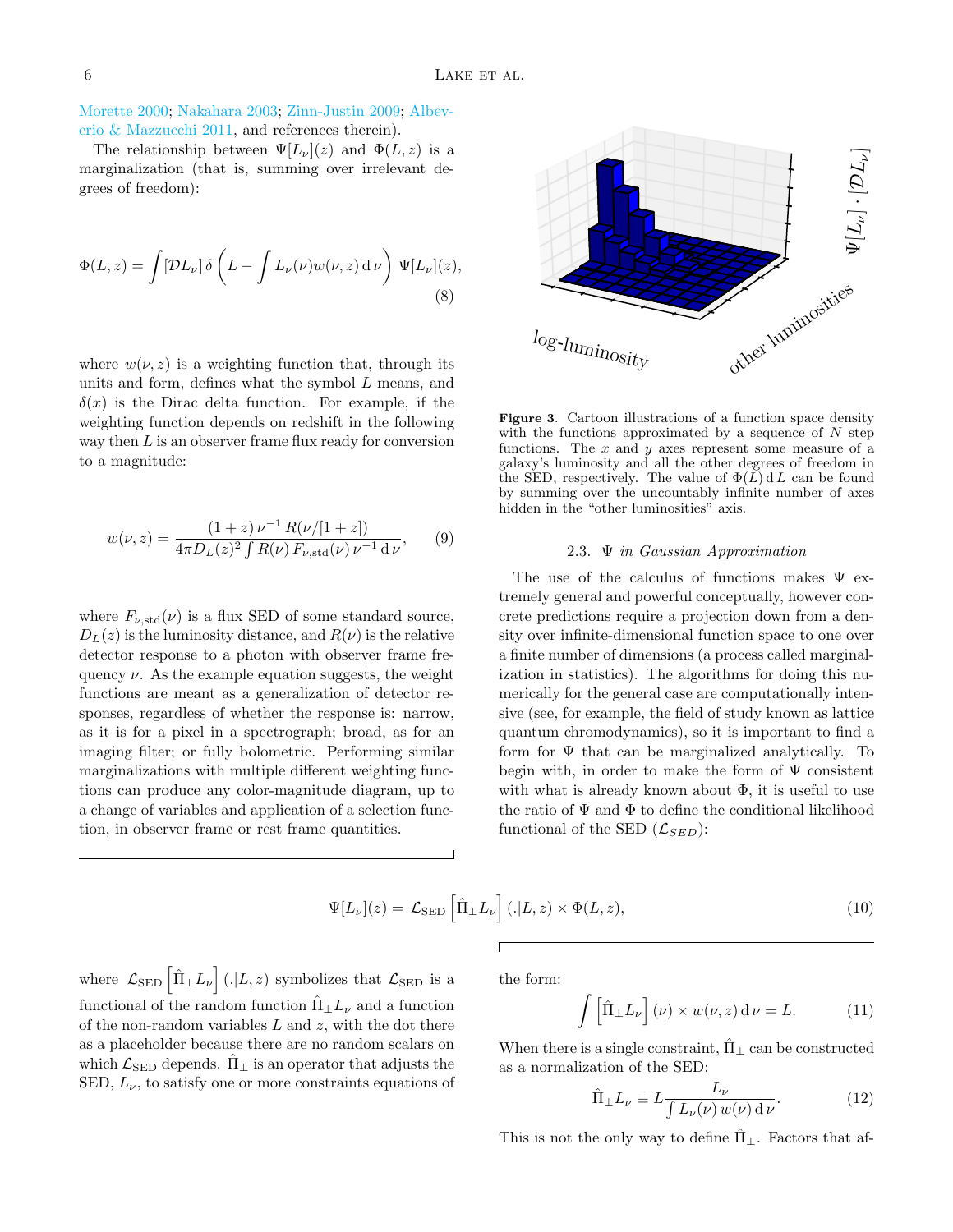Morette 2000; Nakahara 2003; Zinn-Justin 2009; Albeverio & Mazzucchi 2011, and references therein).

The relationship between $\Psi[L_\nu](z)$ and $\Phi(L, z)$ is a marginalization (that is, summing over irrelevant degrees of freedom):

$$\Phi(L,z) = \int [\mathcal{D}L_\nu]\, \delta\left(L - \int L_\nu(\nu) w(\nu,z)\,\mathrm{d}\,\nu\right)\, \Psi[L_\nu](z), \tag{8}$$

where $w(\nu, z)$ is a weighting function that, through its units and form, defines what the symbol $L$ means, and $\delta(x)$ is the Dirac delta function. For example, if the weighting function depends on redshift in the following way then $L$ is an observer frame flux ready for conversion to a magnitude:

$$w(\nu,z) = \frac{(1+z)\,\nu^{-1}\,R(\nu/[1+z])}{4\pi D_L(z)^2 \int R(\nu)\,F_{\nu,\mathrm{std}}(\nu)\,\nu^{-1}\,\mathrm{d}\,\nu}, \tag{9}$$

where $F_{\nu,\mathrm{std}}(\nu)$ is a flux SED of some standard source, $D_L(z)$ is the luminosity distance, and $R(\nu)$ is the relative detector response to a photon with observer frame frequency $\nu$. As the example equation suggests, the weight functions are meant as a generalization of detector responses, regardless of whether the response is: narrow, as it is for a pixel in a spectrograph; broad, as for an imaging filter; or fully bolometric. Performing similar marginalizations with multiple different weighting functions can produce any color-magnitude diagram, up to a change of variables and application of a selection function, in observer frame or rest frame quantities.

**Figure 3**. Cartoon illustrations of a function space density with the functions approximated by a sequence of $N$ step functions. The $x$ and $y$ axes represent some measure of a galaxy's luminosity and all the other degrees of freedom in the SED, respectively. The value of $\Phi(L)\,\mathrm{d}\,L$ can be found by summing over the uncountably infinite number of axes hidden in the "other luminosities" axis.

### 2.3. $\Psi$ *in Gaussian Approximation*

The use of the calculus of functions makes $\Psi$ extremely general and powerful conceptually, however concrete predictions require a projection down from a density over infinite-dimensional function space to one over a finite number of dimensions (a process called marginalization in statistics). The algorithms for doing this numerically for the general case are computationally intensive (see, for example, the field of study known as lattice quantum chromodynamics), so it is important to find a form for $\Psi$ that can be marginalized analytically. To begin with, in order to make the form of $\Psi$ consistent with what is already known about $\Phi$, it is useful to use the ratio of $\Psi$ and $\Phi$ to define the conditional likelihood functional of the SED ($\mathcal{L}_{SED}$):

$$\Psi[L_\nu](z) = \mathcal{L}_{\mathrm{SED}}\left[\hat{\Pi}_\perp L_\nu\right](.|L,z) \times \Phi(L,z), \tag{10}$$

where $\mathcal{L}_{\mathrm{SED}}\left[\hat{\Pi}_\perp L_\nu\right](.|L,z)$ symbolizes that $\mathcal{L}_{\mathrm{SED}}$ is a functional of the random function $\hat{\Pi}_\perp L_\nu$ and a function of the non-random variables $L$ and $z$, with the dot there as a placeholder because there are no random scalars on which $\mathcal{L}_{\mathrm{SED}}$ depends. $\hat{\Pi}_\perp$ is an operator that adjusts the SED, $L_\nu$, to satisfy one or more constraints equations of the form:

$$\int \left[\hat{\Pi}_\perp L_\nu\right](\nu) \times w(\nu,z)\,\mathrm{d}\,\nu = L. \tag{11}$$

When there is a single constraint, $\hat{\Pi}_\perp$ can be constructed as a normalization of the SED:

$$\hat{\Pi}_\perp L_\nu \equiv L\frac{L_\nu}{\int L_\nu(\nu)\,w(\nu)\,\mathrm{d}\,\nu}. \tag{12}$$

This is not the only way to define $\hat{\Pi}_\perp$. Factors that af-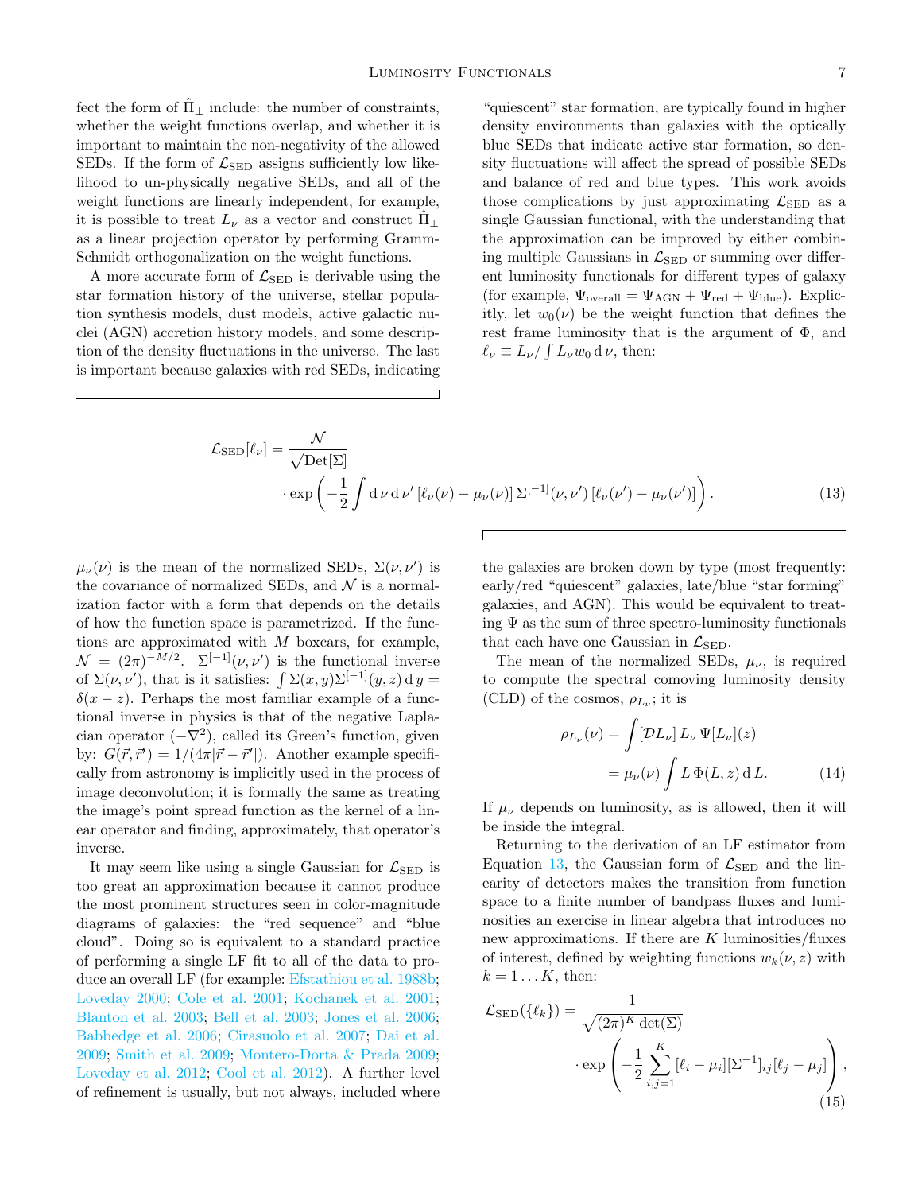fect the form of $\hat{\Pi}_\perp$ include: the number of constraints, whether the weight functions overlap, and whether it is important to maintain the non-negativity of the allowed SEDs. If the form of $\mathcal{L}_{\rm SED}$ assigns sufficiently low likelihood to un-physically negative SEDs, and all of the weight functions are linearly independent, for example, it is possible to treat $L_\nu$ as a vector and construct $\hat{\Pi}_\perp$ as a linear projection operator by performing Gramm-Schmidt orthogonalization on the weight functions.

A more accurate form of $\mathcal{L}_{\rm SED}$ is derivable using the star formation history of the universe, stellar population synthesis models, dust models, active galactic nuclei (AGN) accretion history models, and some description of the density fluctuations in the universe. The last is important because galaxies with red SEDs, indicating "quiescent" star formation, are typically found in higher density environments than galaxies with the optically blue SEDs that indicate active star formation, so density fluctuations will affect the spread of possible SEDs and balance of red and blue types. This work avoids those complications by just approximating $\mathcal{L}_{\rm SED}$ as a single Gaussian functional, with the understanding that the approximation can be improved by either combining multiple Gaussians in $\mathcal{L}_{\rm SED}$ or summing over different luminosity functionals for different types of galaxy (for example, $\Psi_{\rm overall} = \Psi_{\rm AGN} + \Psi_{\rm red} + \Psi_{\rm blue}$). Explicitly, let $w_0(\nu)$ be the weight function that defines the rest frame luminosity that is the argument of $\Phi$, and $\ell_\nu \equiv L_\nu / \int L_\nu w_0 \, {\rm d}\,\nu$, then:

$$
\begin{aligned}
\mathcal{L}_{\rm SED}[\ell_\nu] = & \frac{\mathcal{N}}{\sqrt{{\rm Det}[\Sigma]}} \\
& \cdot \exp\left(-\frac{1}{2}\int {\rm d}\,\nu\,{\rm d}\,\nu'\,[\ell_\nu(\nu) - \mu_\nu(\nu)]\,\Sigma^{[-1]}(\nu,\nu')\,[\ell_\nu(\nu') - \mu_\nu(\nu')]\right). \quad (13)
\end{aligned}
$$

$\mu_\nu(\nu)$ is the mean of the normalized SEDs, $\Sigma(\nu, \nu')$ is the covariance of normalized SEDs, and $\mathcal{N}$ is a normalization factor with a form that depends on the details of how the function space is parametrized. If the functions are approximated with $M$ boxcars, for example, $\mathcal{N} = (2\pi)^{-M/2}$. $\Sigma^{[-1]}(\nu, \nu')$ is the functional inverse of $\Sigma(\nu, \nu')$, that is it satisfies: $\int \Sigma(x, y)\Sigma^{[-1]}(y, z)\,{\rm d}\,y = \delta(x - z)$. Perhaps the most familiar example of a functional inverse in physics is that of the negative Laplacian operator $(-\nabla^2)$, called its Green's function, given by: $G(\vec{r}, \vec{r}') = 1/(4\pi|\vec{r} - \vec{r}'|)$. Another example specifically from astronomy is implicitly used in the process of image deconvolution; it is formally the same as treating the image's point spread function as the kernel of a linear operator and finding, approximately, that operator's inverse.

It may seem like using a single Gaussian for $\mathcal{L}_{\rm SED}$ is too great an approximation because it cannot produce the most prominent structures seen in color-magnitude diagrams of galaxies: the "red sequence" and "blue cloud". Doing so is equivalent to a standard practice of performing a single LF fit to all of the data to produce an overall LF (for example: Efstathiou et al. 1988b; Loveday 2000; Cole et al. 2001; Kochanek et al. 2001; Blanton et al. 2003; Bell et al. 2003; Jones et al. 2006; Babbedge et al. 2006; Cirasuolo et al. 2007; Dai et al. 2009; Smith et al. 2009; Montero-Dorta & Prada 2009; Loveday et al. 2012; Cool et al. 2012). A further level of refinement is usually, but not always, included where the galaxies are broken down by type (most frequently: early/red "quiescent" galaxies, late/blue "star forming" galaxies, and AGN). This would be equivalent to treating $\Psi$ as the sum of three spectro-luminosity functionals that each have one Gaussian in $\mathcal{L}_{\rm SED}$.

The mean of the normalized SEDs, $\mu_\nu$, is required to compute the spectral comoving luminosity density (CLD) of the cosmos, $\rho_{L_\nu}$; it is

$$
\begin{aligned}
\rho_{L_\nu}(\nu) &= \int [\mathcal{D}L_\nu]\, L_\nu\, \Psi[L_\nu](z) \\
&= \mu_\nu(\nu) \int L\, \Phi(L, z)\,{\rm d}\,L. \quad (14)
\end{aligned}
$$

If $\mu_\nu$ depends on luminosity, as is allowed, then it will be inside the integral.

Returning to the derivation of an LF estimator from Equation 13, the Gaussian form of $\mathcal{L}_{\rm SED}$ and the linearity of detectors makes the transition from function space to a finite number of bandpass fluxes and luminosities an exercise in linear algebra that introduces no new approximations. If there are $K$ luminosities/fluxes of interest, defined by weighting functions $w_k(\nu, z)$ with $k = 1 \ldots K$, then:

$$
\begin{aligned}
\mathcal{L}_{\rm SED}(\{\ell_k\}) = & \frac{1}{\sqrt{(2\pi)^K \det(\Sigma)}} \\
& \cdot \exp\left(-\frac{1}{2}\sum_{i,j=1}^{K} [\ell_i - \mu_i][\Sigma^{-1}]_{ij}[\ell_j - \mu_j]\right), \quad (15)
\end{aligned}
$$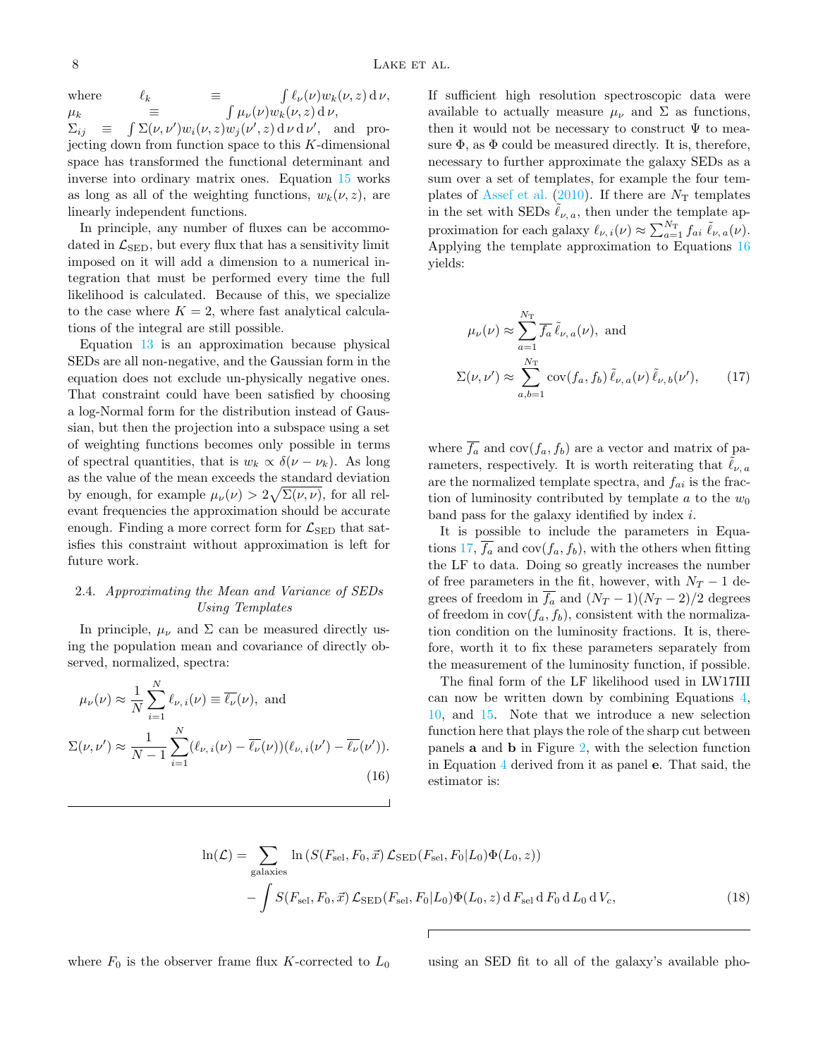where $\ell_k \equiv \int \ell_\nu(\nu) w_k(\nu, z)\, \mathrm{d}\,\nu$, $\mu_k \equiv \int \mu_\nu(\nu) w_k(\nu, z)\, \mathrm{d}\,\nu$, $\Sigma_{ij} \equiv \int \Sigma(\nu, \nu') w_i(\nu, z) w_j(\nu', z)\, \mathrm{d}\,\nu\, \mathrm{d}\,\nu'$, and projecting down from function space to this $K$-dimensional space has transformed the functional determinant and inverse into ordinary matrix ones. Equation 15 works as long as all of the weighting functions, $w_k(\nu, z)$, are linearly independent functions.

In principle, any number of fluxes can be accommodated in $\mathcal{L}_{\mathrm{SED}}$, but every flux that has a sensitivity limit imposed on it will add a dimension to a numerical integration that must be performed every time the full likelihood is calculated. Because of this, we specialize to the case where $K = 2$, where fast analytical calculations of the integral are still possible.

Equation 13 is an approximation because physical SEDs are all non-negative, and the Gaussian form in the equation does not exclude un-physically negative ones. That constraint could have been satisfied by choosing a log-Normal form for the distribution instead of Gaussian, but then the projection into a subspace using a set of weighting functions becomes only possible in terms of spectral quantities, that is $w_k \propto \delta(\nu - \nu_k)$. As long as the value of the mean exceeds the standard deviation by enough, for example $\mu_\nu(\nu) > 2\sqrt{\Sigma(\nu, \nu)}$, for all relevant frequencies the approximation should be accurate enough. Finding a more correct form for $\mathcal{L}_{\mathrm{SED}}$ that satisfies this constraint without approximation is left for future work.

### 2.4. *Approximating the Mean and Variance of SEDs Using Templates*

In principle, $\mu_\nu$ and $\Sigma$ can be measured directly using the population mean and covariance of directly observed, normalized, spectra:

$$
\mu_\nu(\nu) \approx \frac{1}{N}\sum_{i=1}^{N} \ell_{\nu,\,i}(\nu) \equiv \overline{\ell_\nu}(\nu), \text{ and}
$$

$$
\Sigma(\nu, \nu') \approx \frac{1}{N-1}\sum_{i=1}^{N} (\ell_{\nu,\,i}(\nu) - \overline{\ell_\nu}(\nu))(\ell_{\nu,\,i}(\nu') - \overline{\ell_\nu}(\nu')). \tag{16}
$$

If sufficient high resolution spectroscopic data were available to actually measure $\mu_\nu$ and $\Sigma$ as functions, then it would not be necessary to construct $\Psi$ to measure $\Phi$, as $\Phi$ could be measured directly. It is, therefore, necessary to further approximate the galaxy SEDs as a sum over a set of templates, for example the four templates of Assef et al. (2010). If there are $N_{\mathrm{T}}$ templates in the set with SEDs $\tilde{\ell}_{\nu,\,a}$, then under the template approximation for each galaxy $\ell_{\nu,\,i}(\nu) \approx \sum_{a=1}^{N_{\mathrm{T}}} f_{ai}\, \tilde{\ell}_{\nu,\,a}(\nu)$. Applying the template approximation to Equations 16 yields:

$$
\mu_\nu(\nu) \approx \sum_{a=1}^{N_{\mathrm{T}}} \overline{f_a}\, \tilde{\ell}_{\nu,\,a}(\nu), \text{ and}
$$

$$
\Sigma(\nu, \nu') \approx \sum_{a,b=1}^{N_{\mathrm{T}}} \mathrm{cov}(f_a, f_b)\, \tilde{\ell}_{\nu,\,a}(\nu)\, \tilde{\ell}_{\nu,\,b}(\nu'), \tag{17}
$$

where $\overline{f_a}$ and $\mathrm{cov}(f_a, f_b)$ are a vector and matrix of parameters, respectively. It is worth reiterating that $\tilde{\ell}_{\nu,\,a}$ are the normalized template spectra, and $f_{ai}$ is the fraction of luminosity contributed by template $a$ to the $w_0$ band pass for the galaxy identified by index $i$.

It is possible to include the parameters in Equations 17, $\overline{f_a}$ and $\mathrm{cov}(f_a, f_b)$, with the others when fitting the LF to data. Doing so greatly increases the number of free parameters in the fit, however, with $N_T - 1$ degrees of freedom in $\overline{f_a}$ and $(N_T - 1)(N_T - 2)/2$ degrees of freedom in $\mathrm{cov}(f_a, f_b)$, consistent with the normalization condition on the luminosity fractions. It is, therefore, worth it to fix these parameters separately from the measurement of the luminosity function, if possible.

The final form of the LF likelihood used in LW17III can now be written down by combining Equations 4, 10, and 15. Note that we introduce a new selection function here that plays the role of the sharp cut between panels **a** and **b** in Figure 2, with the selection function in Equation 4 derived from it as panel **e**. That said, the estimator is:

$$
\begin{aligned}
\ln(\mathcal{L}) = &\sum_{\mathrm{galaxies}} \ln\left(S(F_{\mathrm{sel}}, F_0, \vec{x})\, \mathcal{L}_{\mathrm{SED}}(F_{\mathrm{sel}}, F_0 | L_0) \Phi(L_0, z)\right) \\
&- \int S(F_{\mathrm{sel}}, F_0, \vec{x})\, \mathcal{L}_{\mathrm{SED}}(F_{\mathrm{sel}}, F_0 | L_0) \Phi(L_0, z)\, \mathrm{d}\, F_{\mathrm{sel}}\, \mathrm{d}\, F_0\, \mathrm{d}\, L_0\, \mathrm{d}\, V_c,
\end{aligned} \tag{18}
$$

where $F_0$ is the observer frame flux $K$-corrected to $L_0$ using an SED fit to all of the galaxy's available pho-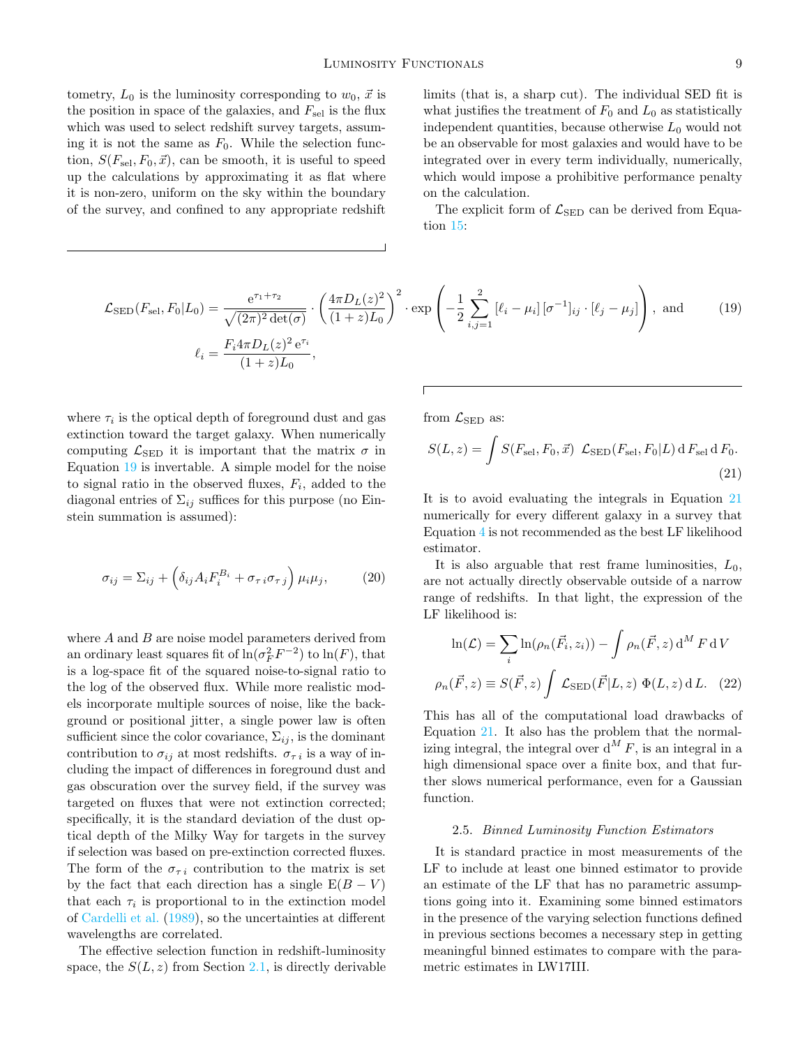tometry, $L_0$ is the luminosity corresponding to $w_0$, $\vec{x}$ is the position in space of the galaxies, and $F_{\rm sel}$ is the flux which was used to select redshift survey targets, assuming it is not the same as $F_0$. While the selection function, $S(F_{\rm sel}, F_0, \vec{x})$, can be smooth, it is useful to speed up the calculations by approximating it as flat where it is non-zero, uniform on the sky within the boundary of the survey, and confined to any appropriate redshift limits (that is, a sharp cut). The individual SED fit is what justifies the treatment of $F_0$ and $L_0$ as statistically independent quantities, because otherwise $L_0$ would not be an observable for most galaxies and would have to be integrated over in every term individually, numerically, which would impose a prohibitive performance penalty on the calculation.

The explicit form of $\mathcal{L}_{\rm SED}$ can be derived from Equation 15:

$$\mathcal{L}_{\rm SED}(F_{\rm sel}, F_0|L_0) = \frac{\mathrm{e}^{\tau_1+\tau_2}}{\sqrt{(2\pi)^2 \det(\sigma)}} \cdot \left(\frac{4\pi D_L(z)^2}{(1+z)L_0}\right)^2 \cdot \exp\left(-\frac{1}{2}\sum_{i,j=1}^{2}\left[\ell_i - \mu_i\right]\left[\sigma^{-1}\right]_{ij} \cdot \left[\ell_j - \mu_j\right]\right), \text{ and} \tag{19}$$

$$\ell_i = \frac{F_i 4\pi D_L(z)^2\, \mathrm{e}^{\tau_i}}{(1+z)L_0},$$

where $\tau_i$ is the optical depth of foreground dust and gas extinction toward the target galaxy. When numerically computing $\mathcal{L}_{\rm SED}$ it is important that the matrix $\sigma$ in Equation 19 is invertable. A simple model for the noise to signal ratio in the observed fluxes, $F_i$, added to the diagonal entries of $\Sigma_{ij}$ suffices for this purpose (no Einstein summation is assumed):

$$\sigma_{ij} = \Sigma_{ij} + \left(\delta_{ij} A_i F_i^{B_i} + \sigma_{\tau\, i}\sigma_{\tau\, j}\right)\mu_i \mu_j, \tag{20}$$

where $A$ and $B$ are noise model parameters derived from an ordinary least squares fit of $\ln(\sigma_F^2 F^{-2})$ to $\ln(F)$, that is a log-space fit of the squared noise-to-signal ratio to the log of the observed flux. While more realistic models incorporate multiple sources of noise, like the background or positional jitter, a single power law is often sufficient since the color covariance, $\Sigma_{ij}$, is the dominant contribution to $\sigma_{ij}$ at most redshifts. $\sigma_{\tau\, i}$ is a way of including the impact of differences in foreground dust and gas obscuration over the survey field, if the survey was targeted on fluxes that were not extinction corrected; specifically, it is the standard deviation of the dust optical depth of the Milky Way for targets in the survey if selection was based on pre-extinction corrected fluxes. The form of the $\sigma_{\tau\, i}$ contribution to the matrix is set by the fact that each direction has a single $\mathrm{E}(B-V)$ that each $\tau_i$ is proportional to in the extinction model of Cardelli et al. (1989), so the uncertainties at different wavelengths are correlated.

The effective selection function in redshift-luminosity space, the $S(L, z)$ from Section 2.1, is directly derivable from $\mathcal{L}_{\rm SED}$ as:

$$S(L, z) = \int S(F_{\rm sel}, F_0, \vec{x})\; \mathcal{L}_{\rm SED}(F_{\rm sel}, F_0|L)\, \mathrm{d}\, F_{\rm sel}\, \mathrm{d}\, F_0. \tag{21}$$

It is to avoid evaluating the integrals in Equation 21 numerically for every different galaxy in a survey that Equation 4 is not recommended as the best LF likelihood estimator.

It is also arguable that rest frame luminosities, $L_0$, are not actually directly observable outside of a narrow range of redshifts. In that light, the expression of the LF likelihood is:

$$\ln(\mathcal{L}) = \sum_i \ln(\rho_n(\vec{F}_i, z_i)) - \int \rho_n(\vec{F}, z)\, \mathrm{d}^M F\, \mathrm{d}\, V$$

$$\rho_n(\vec{F}, z) \equiv S(\vec{F}, z) \int \mathcal{L}_{\rm SED}(\vec{F}|L, z)\; \Phi(L, z)\, \mathrm{d}\, L. \tag{22}$$

This has all of the computational load drawbacks of Equation 21. It also has the problem that the normalizing integral, the integral over $\mathrm{d}^M F$, is an integral in a high dimensional space over a finite box, and that further slows numerical performance, even for a Gaussian function.

### 2.5. *Binned Luminosity Function Estimators*

It is standard practice in most measurements of the LF to include at least one binned estimator to provide an estimate of the LF that has no parametric assumptions going into it. Examining some binned estimators in the presence of the varying selection functions defined in previous sections becomes a necessary step in getting meaningful binned estimates to compare with the parametric estimates in LW17III.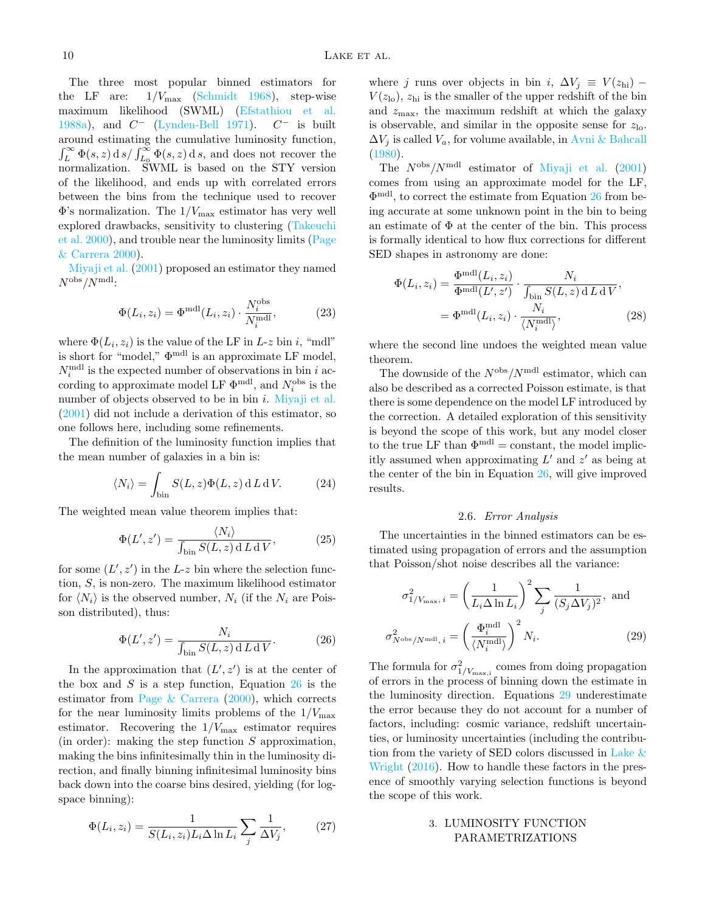The three most popular binned estimators for the LF are: $1/V_{\max}$ (Schmidt 1968), step-wise maximum likelihood (SWML) (Efstathiou et al. 1988a), and $C^{-}$ (Lynden-Bell 1971). $C^{-}$ is built around estimating the cumulative luminosity function, $\int_{L}^{\infty} \Phi(s,z)\,\mathrm{d}\,s / \int_{L_0}^{\infty} \Phi(s,z)\,\mathrm{d}\,s$, and does not recover the normalization. SWML is based on the STY version of the likelihood, and ends up with correlated errors between the bins from the technique used to recover $\Phi$'s normalization. The $1/V_{\max}$ estimator has very well explored drawbacks, sensitivity to clustering (Takeuchi et al. 2000), and trouble near the luminosity limits (Page & Carrera 2000).

Miyaji et al. (2001) proposed an estimator they named $N^{\mathrm{obs}}/N^{\mathrm{mdl}}$:

$$\Phi(L_i, z_i) = \Phi^{\mathrm{mdl}}(L_i, z_i) \cdot \frac{N_i^{\mathrm{obs}}}{N_i^{\mathrm{mdl}}}, \tag{23}$$

where $\Phi(L_i, z_i)$ is the value of the LF in $L$-$z$ bin $i$, "mdl" is short for "model," $\Phi^{\mathrm{mdl}}$ is an approximate LF model, $N_i^{\mathrm{mdl}}$ is the expected number of observations in bin $i$ according to approximate model LF $\Phi^{\mathrm{mdl}}$, and $N_i^{\mathrm{obs}}$ is the number of objects observed to be in bin $i$. Miyaji et al. (2001) did not include a derivation of this estimator, so one follows here, including some refinements.

The definition of the luminosity function implies that the mean number of galaxies in a bin is:

$$\langle N_i \rangle = \int_{\mathrm{bin}} S(L,z)\Phi(L,z)\,\mathrm{d}\,L\,\mathrm{d}\,V. \tag{24}$$

The weighted mean value theorem implies that:

$$\Phi(L', z') = \frac{\langle N_i \rangle}{\int_{\mathrm{bin}} S(L,z)\,\mathrm{d}\,L\,\mathrm{d}\,V}, \tag{25}$$

for some $(L', z')$ in the $L$-$z$ bin where the selection function, $S$, is non-zero. The maximum likelihood estimator for $\langle N_i \rangle$ is the observed number, $N_i$ (if the $N_i$ are Poisson distributed), thus:

$$\Phi(L', z') = \frac{N_i}{\int_{\mathrm{bin}} S(L,z)\,\mathrm{d}\,L\,\mathrm{d}\,V}. \tag{26}$$

In the approximation that $(L', z')$ is at the center of the box and $S$ is a step function, Equation 26 is the estimator from Page & Carrera (2000), which corrects for the near luminosity limits problems of the $1/V_{\max}$ estimator. Recovering the $1/V_{\max}$ estimator requires (in order): making the step function $S$ approximation, making the bins infinitesimally thin in the luminosity direction, and finally binning infinitesimal luminosity bins back down into the coarse bins desired, yielding (for log-space binning):

$$\Phi(L_i, z_i) = \frac{1}{S(L_i, z_i) L_i \Delta \ln L_i} \sum_j \frac{1}{\Delta V_j}, \tag{27}$$

where $j$ runs over objects in bin $i$, $\Delta V_j \equiv V(z_{\mathrm{hi}}) - V(z_{\mathrm{lo}})$, $z_{\mathrm{hi}}$ is the smaller of the upper redshift of the bin and $z_{\max}$, the maximum redshift at which the galaxy is observable, and similar in the opposite sense for $z_{\mathrm{lo}}$. $\Delta V_j$ is called $V_a$, for volume available, in Avni & Bahcall (1980).

The $N^{\mathrm{obs}}/N^{\mathrm{mdl}}$ estimator of Miyaji et al. (2001) comes from using an approximate model for the LF, $\Phi^{\mathrm{mdl}}$, to correct the estimate from Equation 26 from being accurate at some unknown point in the bin to being an estimate of $\Phi$ at the center of the bin. This process is formally identical to how flux corrections for different SED shapes in astronomy are done:

$$\begin{aligned}
\Phi(L_i, z_i) &= \frac{\Phi^{\mathrm{mdl}}(L_i, z_i)}{\Phi^{\mathrm{mdl}}(L', z')} \cdot \frac{N_i}{\int_{\mathrm{bin}} S(L,z)\,\mathrm{d}\,L\,\mathrm{d}\,V}, \\
&= \Phi^{\mathrm{mdl}}(L_i, z_i) \cdot \frac{N_i}{\langle N_i^{\mathrm{mdl}} \rangle},
\end{aligned} \tag{28}$$

where the second line undoes the weighted mean value theorem.

The downside of the $N^{\mathrm{obs}}/N^{\mathrm{mdl}}$ estimator, which can also be described as a corrected Poisson estimate, is that there is some dependence on the model LF introduced by the correction. A detailed exploration of this sensitivity is beyond the scope of this work, but any model closer to the true LF than $\Phi^{\mathrm{mdl}} = \mathrm{constant}$, the model implicitly assumed when approximating $L'$ and $z'$ as being at the center of the bin in Equation 26, will give improved results.

### 2.6. *Error Analysis*

The uncertainties in the binned estimators can be estimated using propagation of errors and the assumption that Poisson/shot noise describes all the variance:

$$\begin{aligned}
\sigma^2_{1/V_{\max},\, i} &= \left(\frac{1}{L_i \Delta \ln L_i}\right)^2 \sum_j \frac{1}{(S_j \Delta V_j)^2}, \text{ and} \\
\sigma^2_{N^{\mathrm{obs}}/N^{\mathrm{mdl}},\, i} &= \left(\frac{\Phi_i^{\mathrm{mdl}}}{\langle N_i^{\mathrm{mdl}} \rangle}\right)^2 N_i.
\end{aligned} \tag{29}$$

The formula for $\sigma^2_{1/V_{\max,i}}$ comes from doing propagation of errors in the process of binning down the estimate in the luminosity direction. Equations 29 underestimate the error because they do not account for a number of factors, including: cosmic variance, redshift uncertainties, or luminosity uncertainties (including the contribution from the variety of SED colors discussed in Lake & Wright (2016). How to handle these factors in the presence of smoothly varying selection functions is beyond the scope of this work.

## 3. LUMINOSITY FUNCTION PARAMETRIZATIONS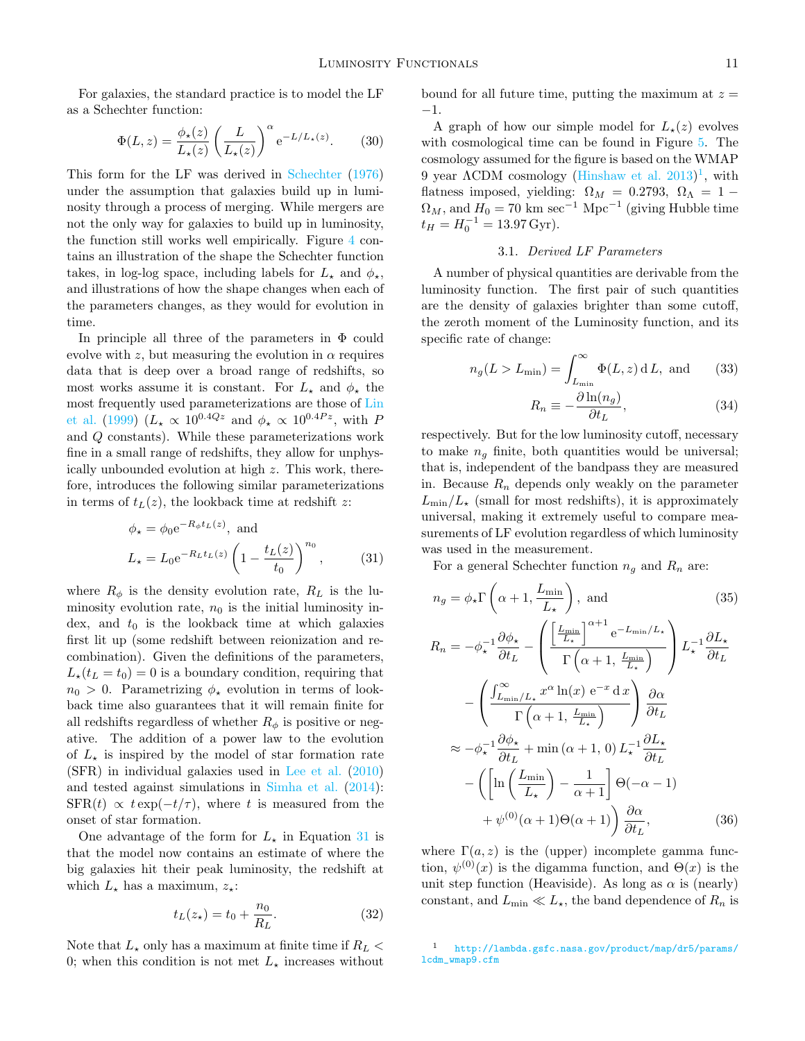For galaxies, the standard practice is to model the LF as a Schechter function:

$$\Phi(L, z) = \frac{\phi_\star(z)}{L_\star(z)} \left(\frac{L}{L_\star(z)}\right)^\alpha \mathrm{e}^{-L/L_\star(z)}. \qquad (30)$$

This form for the LF was derived in Schechter (1976) under the assumption that galaxies build up in luminosity through a process of merging. While mergers are not the only way for galaxies to build up in luminosity, the function still works well empirically. Figure 4 contains an illustration of the shape the Schechter function takes, in log-log space, including labels for $L_\star$ and $\phi_\star$, and illustrations of how the shape changes when each of the parameters changes, as they would for evolution in time.

In principle all three of the parameters in $\Phi$ could evolve with $z$, but measuring the evolution in $\alpha$ requires data that is deep over a broad range of redshifts, so most works assume it is constant. For $L_\star$ and $\phi_\star$ the most frequently used parameterizations are those of Lin et al. (1999) ($L_\star \propto 10^{0.4Qz}$ and $\phi_\star \propto 10^{0.4Pz}$, with $P$ and $Q$ constants). While these parameterizations work fine in a small range of redshifts, they allow for unphysically unbounded evolution at high $z$. This work, therefore, introduces the following similar parameterizations in terms of $t_L(z)$, the lookback time at redshift $z$:

$$\phi_\star = \phi_0 \mathrm{e}^{-R_\phi t_L(z)}, \text{ and}$$
$$L_\star = L_0 \mathrm{e}^{-R_L t_L(z)} \left(1 - \frac{t_L(z)}{t_0}\right)^{n_0}, \qquad (31)$$

where $R_\phi$ is the density evolution rate, $R_L$ is the luminosity evolution rate, $n_0$ is the initial luminosity index, and $t_0$ is the lookback time at which galaxies first lit up (some redshift between reionization and recombination). Given the definitions of the parameters, $L_\star(t_L = t_0) = 0$ is a boundary condition, requiring that $n_0 > 0$. Parametrizing $\phi_\star$ evolution in terms of lookback time also guarantees that it will remain finite for all redshifts regardless of whether $R_\phi$ is positive or negative. The addition of a power law to the evolution of $L_\star$ is inspired by the model of star formation rate (SFR) in individual galaxies used in Lee et al. (2010) and tested against simulations in Simha et al. (2014): $\mathrm{SFR}(t) \propto t \exp(-t/\tau)$, where $t$ is measured from the onset of star formation.

One advantage of the form for $L_\star$ in Equation 31 is that the model now contains an estimate of where the big galaxies hit their peak luminosity, the redshift at which $L_\star$ has a maximum, $z_\star$:

$$t_L(z_\star) = t_0 + \frac{n_0}{R_L}. \qquad (32)$$

Note that $L_\star$ only has a maximum at finite time if $R_L < 0$; when this condition is not met $L_\star$ increases without bound for all future time, putting the maximum at $z = -1$.

A graph of how our simple model for $L_\star(z)$ evolves with cosmological time can be found in Figure 5. The cosmology assumed for the figure is based on the WMAP 9 year ΛCDM cosmology (Hinshaw et al. 2013)[1], with flatness imposed, yielding: $\Omega_M = 0.2793$, $\Omega_\Lambda = 1 - \Omega_M$, and $H_0 = 70$ km sec$^{-1}$ Mpc$^{-1}$ (giving Hubble time $t_H = H_0^{-1} = 13.97\,\mathrm{Gyr}$).

### 3.1. *Derived LF Parameters*

A number of physical quantities are derivable from the luminosity function. The first pair of such quantities are the density of galaxies brighter than some cutoff, the zeroth moment of the Luminosity function, and its specific rate of change:

$$n_g(L > L_{\min}) = \int_{L_{\min}}^{\infty} \Phi(L, z)\,\mathrm{d}\,L, \text{ and} \qquad (33)$$

$$R_n \equiv -\frac{\partial \ln(n_g)}{\partial t_L}, \qquad (34)$$

respectively. But for the low luminosity cutoff, necessary to make $n_g$ finite, both quantities would be universal; that is, independent of the bandpass they are measured in. Because $R_n$ depends only weakly on the parameter $L_{\min}/L_\star$ (small for most redshifts), it is approximately universal, making it extremely useful to compare measurements of LF evolution regardless of which luminosity was used in the measurement.

For a general Schechter function $n_g$ and $R_n$ are:

$$n_g = \phi_\star \Gamma\left(\alpha + 1, \frac{L_{\min}}{L_\star}\right), \text{ and} \qquad (35)$$

$$\begin{aligned}
R_n = &-\phi_\star^{-1}\frac{\partial \phi_\star}{\partial t_L} - \left(\frac{\left[\frac{L_{\min}}{L_\star}\right]^{\alpha+1} \mathrm{e}^{-L_{\min}/L_\star}}{\Gamma\left(\alpha+1,\, \frac{L_{\min}}{L_\star}\right)}\right) L_\star^{-1}\frac{\partial L_\star}{\partial t_L} \\
&- \left(\frac{\int_{L_{\min}/L_\star}^{\infty} x^\alpha \ln(x)\, \mathrm{e}^{-x}\,\mathrm{d}\,x}{\Gamma\left(\alpha+1,\, \frac{L_{\min}}{L_\star}\right)}\right)\frac{\partial \alpha}{\partial t_L} \\
\approx &-\phi_\star^{-1}\frac{\partial \phi_\star}{\partial t_L} + \min\left(\alpha+1,\, 0\right) L_\star^{-1}\frac{\partial L_\star}{\partial t_L} \\
&- \left(\left[\ln\left(\frac{L_{\min}}{L_\star}\right) - \frac{1}{\alpha+1}\right]\Theta(-\alpha-1) \right.\\
&\left. + \psi^{(0)}(\alpha+1)\Theta(\alpha+1)\right)\frac{\partial \alpha}{\partial t_L},
\end{aligned} \qquad (36)$$

where $\Gamma(a, z)$ is the (upper) incomplete gamma function, $\psi^{(0)}(x)$ is the digamma function, and $\Theta(x)$ is the unit step function (Heaviside). As long as $\alpha$ is (nearly) constant, and $L_{\min} \ll L_\star$, the band dependence of $R_n$ is

[1] http://lambda.gsfc.nasa.gov/product/map/dr5/params/lcdm_wmap9.cfm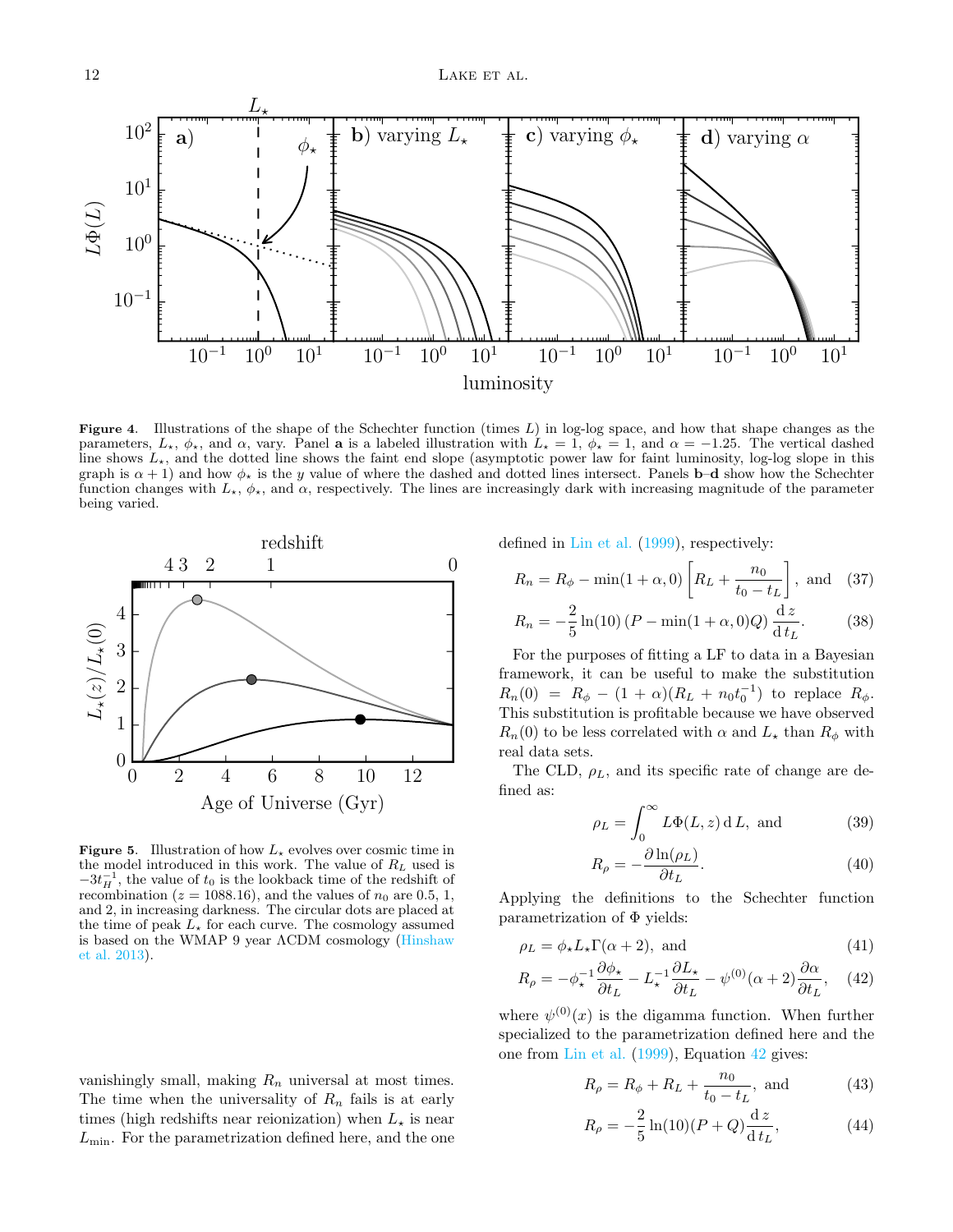**Figure 4.** Illustrations of the shape of the Schechter function (times $L$) in log-log space, and how that shape changes as the parameters, $L_\star$, $\phi_\star$, and $\alpha$, vary. Panel **a** is a labeled illustration with $L_\star = 1$, $\phi_\star = 1$, and $\alpha = -1.25$. The vertical dashed line shows $L_\star$, and the dotted line shows the faint end slope (asymptotic power law for faint luminosity, log-log slope in this graph is $\alpha + 1$) and how $\phi_\star$ is the $y$ value of where the dashed and dotted lines intersect. Panels **b**–**d** show how the Schechter function changes with $L_\star$, $\phi_\star$, and $\alpha$, respectively. The lines are increasingly dark with increasing magnitude of the parameter being varied.

**Figure 5.** Illustration of how $L_\star$ evolves over cosmic time in the model introduced in this work. The value of $R_L$ used is $-3t_H^{-1}$, the value of $t_0$ is the lookback time of the redshift of recombination ($z = 1088.16$), and the values of $n_0$ are 0.5, 1, and 2, in increasing darkness. The circular dots are placed at the time of peak $L_\star$ for each curve. The cosmology assumed is based on the WMAP 9 year ΛCDM cosmology (Hinshaw et al. 2013).

vanishingly small, making $R_n$ universal at most times. The time when the universality of $R_n$ fails is at early times (high redshifts near reionization) when $L_\star$ is near $L_{\rm min}$. For the parametrization defined here, and the one defined in Lin et al. (1999), respectively:

$$R_n = R_\phi - \min(1+\alpha, 0)\left[R_L + \frac{n_0}{t_0 - t_L}\right], \text{ and} \quad (37)$$

$$R_n = -\frac{2}{5}\ln(10)\left(P - \min(1+\alpha,0)Q\right)\frac{\mathrm{d}\,z}{\mathrm{d}\,t_L}. \quad (38)$$

For the purposes of fitting a LF to data in a Bayesian framework, it can be useful to make the substitution $R_n(0) = R_\phi - (1+\alpha)(R_L + n_0 t_0^{-1})$ to replace $R_\phi$. This substitution is profitable because we have observed $R_n(0)$ to be less correlated with $\alpha$ and $L_\star$ than $R_\phi$ with real data sets.

The CLD, $\rho_L$, and its specific rate of change are defined as:

$$\rho_L = \int_0^\infty L\Phi(L,z)\,\mathrm{d}\,L, \text{ and} \quad (39)$$

$$R_\rho = -\frac{\partial \ln(\rho_L)}{\partial t_L}. \quad (40)$$

Applying the definitions to the Schechter function parametrization of $\Phi$ yields:

$$\rho_L = \phi_\star L_\star \Gamma(\alpha+2), \text{ and} \quad (41)$$

$$R_\rho = -\phi_\star^{-1}\frac{\partial \phi_\star}{\partial t_L} - L_\star^{-1}\frac{\partial L_\star}{\partial t_L} - \psi^{(0)}(\alpha+2)\frac{\partial \alpha}{\partial t_L}, \quad (42)$$

where $\psi^{(0)}(x)$ is the digamma function. When further specialized to the parametrization defined here and the one from Lin et al. (1999), Equation 42 gives:

$$R_\rho = R_\phi + R_L + \frac{n_0}{t_0 - t_L}, \text{ and} \quad (43)$$

$$R_\rho = -\frac{2}{5}\ln(10)(P+Q)\frac{\mathrm{d}\,z}{\mathrm{d}\,t_L}, \quad (44)$$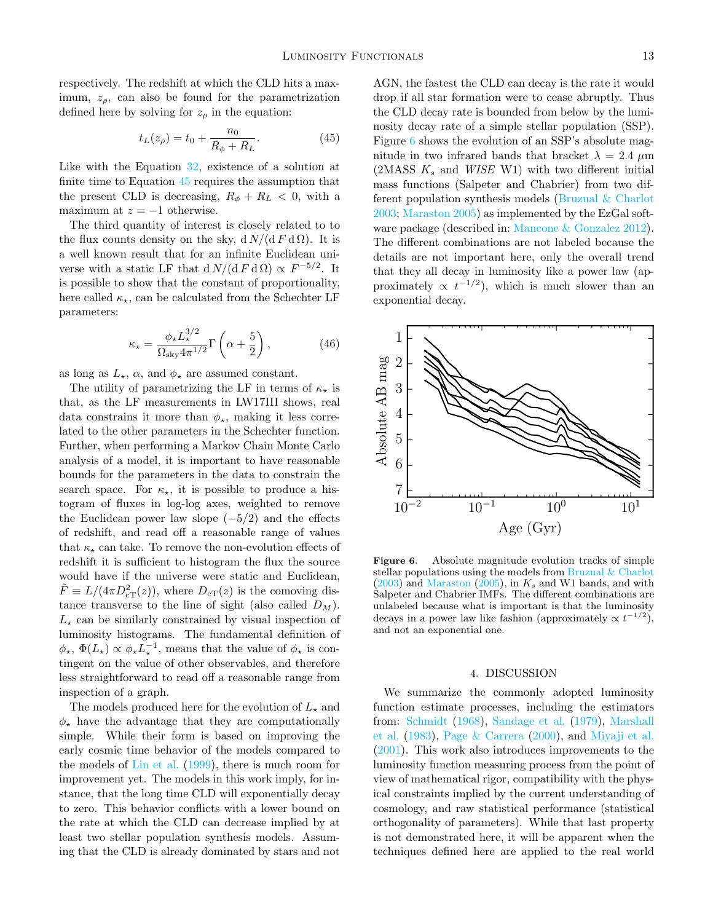respectively. The redshift at which the CLD hits a maximum, $z_\rho$, can also be found for the parametrization defined here by solving for $z_\rho$ in the equation:

$$t_L(z_\rho) = t_0 + \frac{n_0}{R_\phi + R_L}. \tag{45}$$

Like with the Equation 32, existence of a solution at finite time to Equation 45 requires the assumption that the present CLD is decreasing, $R_\phi + R_L < 0$, with a maximum at $z = -1$ otherwise.

The third quantity of interest is closely related to to the flux counts density on the sky, $\mathrm{d}\,N/(\mathrm{d}\,F\,\mathrm{d}\,\Omega)$. It is a well known result that for an infinite Euclidean universe with a static LF that $\mathrm{d}\,N/(\mathrm{d}\,F\,\mathrm{d}\,\Omega) \propto F^{-5/2}$. It is possible to show that the constant of proportionality, here called $\kappa_\star$, can be calculated from the Schechter LF parameters:

$$\kappa_\star = \frac{\phi_\star L_\star^{3/2}}{\Omega_{\mathrm{sky}} 4\pi^{1/2}} \Gamma\left(\alpha + \frac{5}{2}\right), \tag{46}$$

as long as $L_\star$, $\alpha$, and $\phi_\star$ are assumed constant.

The utility of parametrizing the LF in terms of $\kappa_\star$ is that, as the LF measurements in LW17III shows, real data constrains it more than $\phi_\star$, making it less correlated to the other parameters in the Schechter function. Further, when performing a Markov Chain Monte Carlo analysis of a model, it is important to have reasonable bounds for the parameters in the data to constrain the search space. For $\kappa_\star$, it is possible to produce a histogram of fluxes in log-log axes, weighted to remove the Euclidean power law slope $(-5/2)$ and the effects of redshift, and read off a reasonable range of values that $\kappa_\star$ can take. To remove the non-evolution effects of redshift it is sufficient to histogram the flux the source would have if the universe were static and Euclidean, $\tilde{F} \equiv L/(4\pi D_{\mathrm{cT}}^2(z))$, where $D_{\mathrm{cT}}(z)$ is the comoving distance transverse to the line of sight (also called $D_M$). $L_\star$ can be similarly constrained by visual inspection of luminosity histograms. The fundamental definition of $\phi_\star$, $\Phi(L_\star) \propto \phi_\star L_\star^{-1}$, means that the value of $\phi_\star$ is contingent on the value of other observables, and therefore less straightforward to read off a reasonable range from inspection of a graph.

The models produced here for the evolution of $L_\star$ and $\phi_\star$ have the advantage that they are computationally simple. While their form is based on improving the early cosmic time behavior of the models compared to the models of Lin et al. (1999), there is much room for improvement yet. The models in this work imply, for instance, that the long time CLD will exponentially decay to zero. This behavior conflicts with a lower bound on the rate at which the CLD can decrease implied by at least two stellar population synthesis models. Assuming that the CLD is already dominated by stars and not AGN, the fastest the CLD can decay is the rate it would drop if all star formation were to cease abruptly. Thus the CLD decay rate is bounded from below by the luminosity decay rate of a simple stellar population (SSP). Figure 6 shows the evolution of an SSP's absolute magnitude in two infrared bands that bracket $\lambda = 2.4\ \mu$m (2MASS $K_s$ and *WISE* W1) with two different initial mass functions (Salpeter and Chabrier) from two different population synthesis models (Bruzual & Charlot 2003; Maraston 2005) as implemented by the EzGal software package (described in: Mancone & Gonzalez 2012). The different combinations are not labeled because the details are not important here, only the overall trend that they all decay in luminosity like a power law (approximately $\propto t^{-1/2}$), which is much slower than an exponential decay.

**Figure 6**. Absolute magnitude evolution tracks of simple stellar populations using the models from Bruzual & Charlot (2003) and Maraston (2005), in $K_s$ and W1 bands, and with Salpeter and Chabrier IMFs. The different combinations are unlabeled because what is important is that the luminosity decays in a power law like fashion (approximately $\propto t^{-1/2}$), and not an exponential one.

## 4. DISCUSSION

We summarize the commonly adopted luminosity function estimate processes, including the estimators from: Schmidt (1968), Sandage et al. (1979), Marshall et al. (1983), Page & Carrera (2000), and Miyaji et al. (2001). This work also introduces improvements to the luminosity function measuring process from the point of view of mathematical rigor, compatibility with the physical constraints implied by the current understanding of cosmology, and raw statistical performance (statistical orthogonality of parameters). While that last property is not demonstrated here, it will be apparent when the techniques defined here are applied to the real world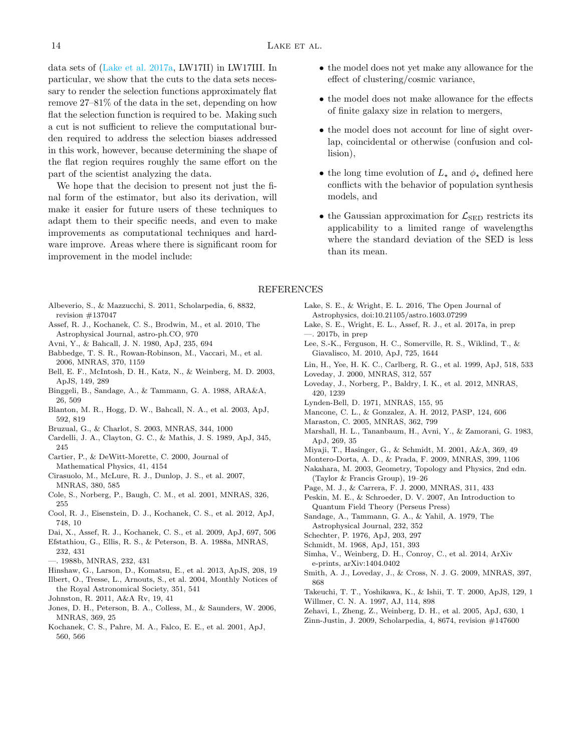data sets of (Lake et al. 2017a, LW17II) in LW17III. In particular, we show that the cuts to the data sets necessary to render the selection functions approximately flat remove 27–81% of the data in the set, depending on how flat the selection function is required to be. Making such a cut is not sufficient to relieve the computational burden required to address the selection biases addressed in this work, however, because determining the shape of the flat region requires roughly the same effort on the part of the scientist analyzing the data.

We hope that the decision to present not just the final form of the estimator, but also its derivation, will make it easier for future users of these techniques to adapt them to their specific needs, and even to make improvements as computational techniques and hardware improve. Areas where there is significant room for improvement in the model include:

- the model does not yet make any allowance for the effect of clustering/cosmic variance,
- the model does not make allowance for the effects of finite galaxy size in relation to mergers,
- the model does not account for line of sight overlap, coincidental or otherwise (confusion and collision),
- the long time evolution of $L_\star$ and $\phi_\star$ defined here conflicts with the behavior of population synthesis models, and
- the Gaussian approximation for $\mathcal{L}_{\mathrm{SED}}$ restricts its applicability to a limited range of wavelengths where the standard deviation of the SED is less than its mean.

## REFERENCES

Albeverio, S., & Mazzucchi, S. 2011, Scholarpedia, 6, 8832, revision #137047

Assef, R. J., Kochanek, C. S., Brodwin, M., et al. 2010, The Astrophysical Journal, astro-ph.CO, 970

Avni, Y., & Bahcall, J. N. 1980, ApJ, 235, 694

Babbedge, T. S. R., Rowan-Robinson, M., Vaccari, M., et al. 2006, MNRAS, 370, 1159

Bell, E. F., McIntosh, D. H., Katz, N., & Weinberg, M. D. 2003, ApJS, 149, 289

Binggeli, B., Sandage, A., & Tammann, G. A. 1988, ARA&A, 26, 509

Blanton, M. R., Hogg, D. W., Bahcall, N. A., et al. 2003, ApJ, 592, 819

Bruzual, G., & Charlot, S. 2003, MNRAS, 344, 1000

Cardelli, J. A., Clayton, G. C., & Mathis, J. S. 1989, ApJ, 345, 245

Cartier, P., & DeWitt-Morette, C. 2000, Journal of Mathematical Physics, 41, 4154

Cirasuolo, M., McLure, R. J., Dunlop, J. S., et al. 2007, MNRAS, 380, 585

Cole, S., Norberg, P., Baugh, C. M., et al. 2001, MNRAS, 326, 255

Cool, R. J., Eisenstein, D. J., Kochanek, C. S., et al. 2012, ApJ, 748, 10

Dai, X., Assef, R. J., Kochanek, C. S., et al. 2009, ApJ, 697, 506

Efstathiou, G., Ellis, R. S., & Peterson, B. A. 1988a, MNRAS, 232, 431

—. 1988b, MNRAS, 232, 431

Hinshaw, G., Larson, D., Komatsu, E., et al. 2013, ApJS, 208, 19

Ilbert, O., Tresse, L., Arnouts, S., et al. 2004, Monthly Notices of the Royal Astronomical Society, 351, 541

Johnston, R. 2011, A&A Rv, 19, 41

Jones, D. H., Peterson, B. A., Colless, M., & Saunders, W. 2006, MNRAS, 369, 25

Kochanek, C. S., Pahre, M. A., Falco, E. E., et al. 2001, ApJ, 560, 566

Lake, S. E., & Wright, E. L. 2016, The Open Journal of Astrophysics, doi:10.21105/astro.1603.07299

Lake, S. E., Wright, E. L., Assef, R. J., et al. 2017a, in prep

—. 2017b, in prep

Lee, S.-K., Ferguson, H. C., Somerville, R. S., Wiklind, T., & Giavalisco, M. 2010, ApJ, 725, 1644

Lin, H., Yee, H. K. C., Carlberg, R. G., et al. 1999, ApJ, 518, 533

Loveday, J. 2000, MNRAS, 312, 557

Loveday, J., Norberg, P., Baldry, I. K., et al. 2012, MNRAS, 420, 1239

Lynden-Bell, D. 1971, MNRAS, 155, 95

Mancone, C. L., & Gonzalez, A. H. 2012, PASP, 124, 606

Maraston, C. 2005, MNRAS, 362, 799

Marshall, H. L., Tananbaum, H., Avni, Y., & Zamorani, G. 1983, ApJ, 269, 35

Miyaji, T., Hasinger, G., & Schmidt, M. 2001, A&A, 369, 49

Montero-Dorta, A. D., & Prada, F. 2009, MNRAS, 399, 1106

Nakahara, M. 2003, Geometry, Topology and Physics, 2nd edn. (Taylor & Francis Group), 19–26

Page, M. J., & Carrera, F. J. 2000, MNRAS, 311, 433

Peskin, M. E., & Schroeder, D. V. 2007, An Introduction to Quantum Field Theory (Perseus Press)

Sandage, A., Tammann, G. A., & Yahil, A. 1979, The Astrophysical Journal, 232, 352

Schechter, P. 1976, ApJ, 203, 297

Schmidt, M. 1968, ApJ, 151, 393

Simha, V., Weinberg, D. H., Conroy, C., et al. 2014, ArXiv e-prints, arXiv:1404.0402

Smith, A. J., Loveday, J., & Cross, N. J. G. 2009, MNRAS, 397, 868

Takeuchi, T. T., Yoshikawa, K., & Ishii, T. T. 2000, ApJS, 129, 1

Willmer, C. N. A. 1997, AJ, 114, 898

Zehavi, I., Zheng, Z., Weinberg, D. H., et al. 2005, ApJ, 630, 1

Zinn-Justin, J. 2009, Scholarpedia, 4, 8674, revision #147600